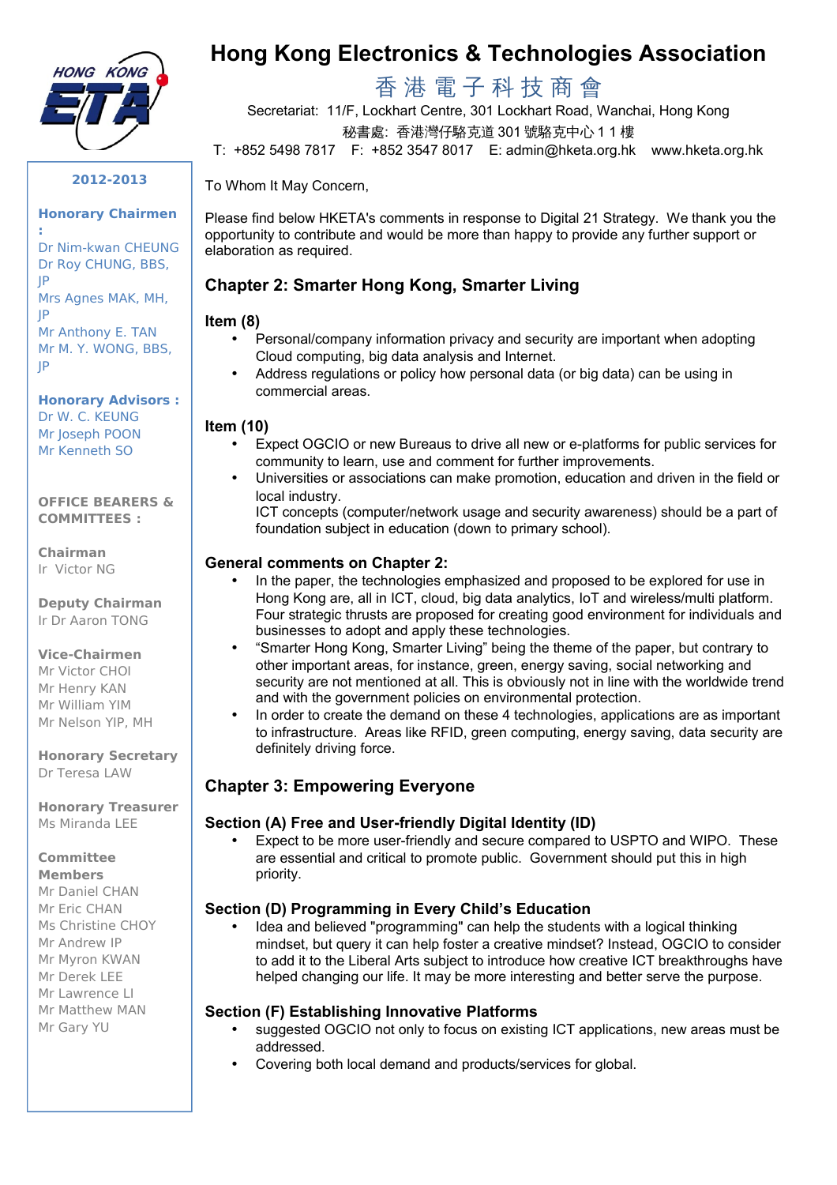# Hong Kong Electronics & Technologies Association

香港電子科技商會

Secretariat: 11/F, Lockhart Centre, 301 Lockhart Road, Wanchai, Hong Kong

秘書處: 香港灣仔駱克道 301 號駱克中心 1 1 樓

T: +852 5498 7817 F: +852 3547 8017 E: admin@hketa.org.hk www.hketa.org.hk

**2012-2013**

**Honorary Chairmen :**
Dr Nim-kwan CHEUNG
Dr Roy CHUNG, BBS, JP
Mrs Agnes MAK, MH, JP
Mr Anthony E. TAN
Mr M. Y. WONG, BBS, JP

**Honorary Advisors :**
Dr W. C. KEUNG
Mr Joseph POON
Mr Kenneth SO

**OFFICE BEARERS & COMMITTEES :**

**Chairman**
Ir Victor NG

**Deputy Chairman**
Ir Dr Aaron TONG

**Vice-Chairmen**
Mr Victor CHOI
Mr Henry KAN
Mr William YIM
Mr Nelson YIP, MH

**Honorary Secretary**
Dr Teresa LAW

**Honorary Treasurer**
Ms Miranda LEE

**Committee Members**
Mr Daniel CHAN
Mr Eric CHAN
Ms Christine CHOY
Mr Andrew IP
Mr Myron KWAN
Mr Derek LEE
Mr Lawrence LI
Mr Matthew MAN
Mr Gary YU

To Whom It May Concern,

Please find below HKETA's comments in response to Digital 21 Strategy. We thank you the opportunity to contribute and would be more than happy to provide any further support or elaboration as required.

## Chapter 2: Smarter Hong Kong, Smarter Living

### Item (8)

- Personal/company information privacy and security are important when adopting Cloud computing, big data analysis and Internet.
- Address regulations or policy how personal data (or big data) can be using in commercial areas.

### Item (10)

- Expect OGCIO or new Bureaus to drive all new or e-platforms for public services for community to learn, use and comment for further improvements.
- Universities or associations can make promotion, education and driven in the field or local industry.
  ICT concepts (computer/network usage and security awareness) should be a part of foundation subject in education (down to primary school).

### General comments on Chapter 2:

- In the paper, the technologies emphasized and proposed to be explored for use in Hong Kong are, all in ICT, cloud, big data analytics, IoT and wireless/multi platform. Four strategic thrusts are proposed for creating good environment for individuals and businesses to adopt and apply these technologies.
- "Smarter Hong Kong, Smarter Living" being the theme of the paper, but contrary to other important areas, for instance, green, energy saving, social networking and security are not mentioned at all. This is obviously not in line with the worldwide trend and with the government policies on environmental protection.
- In order to create the demand on these 4 technologies, applications are as important to infrastructure. Areas like RFID, green computing, energy saving, data security are definitely driving force.

## Chapter 3: Empowering Everyone

### Section (A) Free and User-friendly Digital Identity (ID)

- Expect to be more user-friendly and secure compared to USPTO and WIPO. These are essential and critical to promote public. Government should put this in high priority.

### Section (D) Programming in Every Child's Education

- Idea and believed "programming" can help the students with a logical thinking mindset, but query it can help foster a creative mindset? Instead, OGCIO to consider to add it to the Liberal Arts subject to introduce how creative ICT breakthroughs have helped changing our life. It may be more interesting and better serve the purpose.

### Section (F) Establishing Innovative Platforms

- suggested OGCIO not only to focus on existing ICT applications, new areas must be addressed.
- Covering both local demand and products/services for global.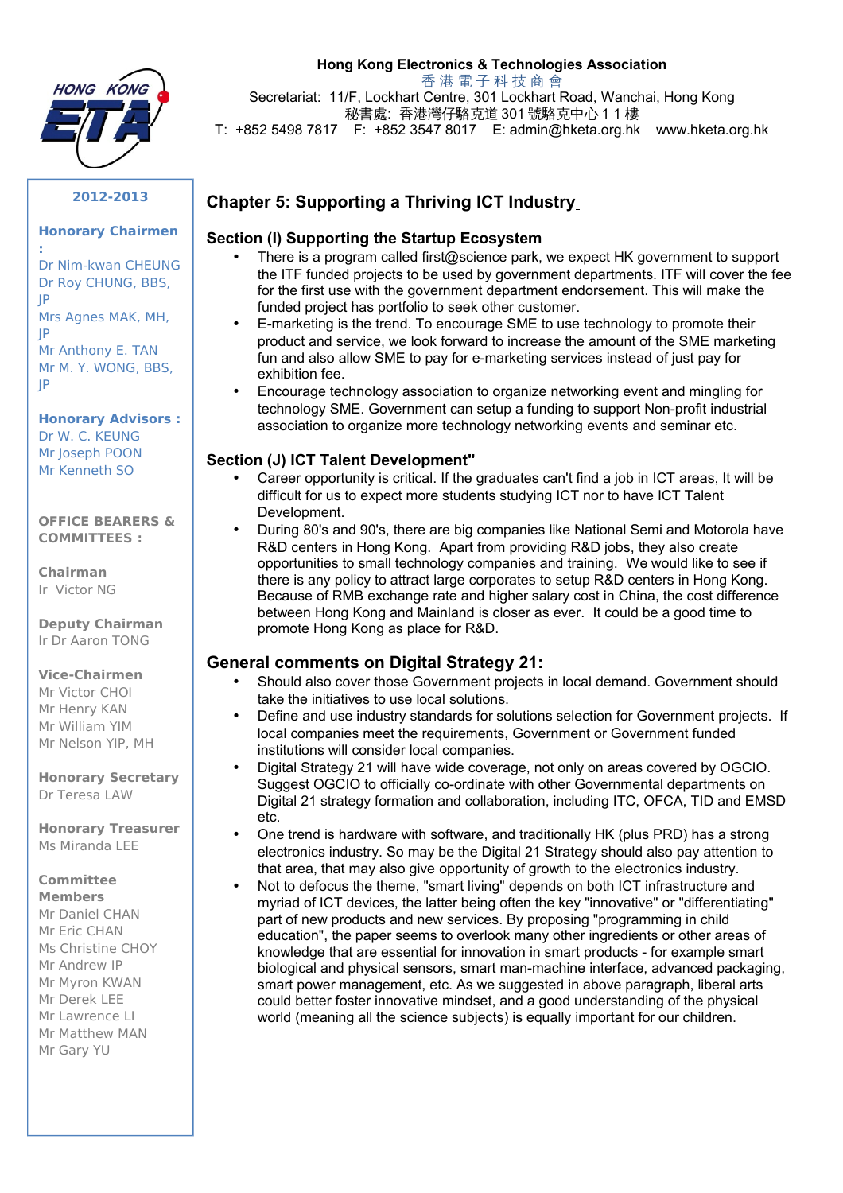**Hong Kong Electronics & Technologies Association**
香港電子科技商會
Secretariat: 11/F, Lockhart Centre, 301 Lockhart Road, Wanchai, Hong Kong
秘書處: 香港灣仔駱克道 301 號駱克中心 1 1 樓
T: +852 5498 7817 F: +852 3547 8017 E: admin@hketa.org.hk www.hketa.org.hk

**2012-2013**

**Honorary Chairmen :**
Dr Nim-kwan CHEUNG
Dr Roy CHUNG, BBS, JP
Mrs Agnes MAK, MH, JP
Mr Anthony E. TAN
Mr M. Y. WONG, BBS, JP

**Honorary Advisors :**
Dr W. C. KEUNG
Mr Joseph POON
Mr Kenneth SO

**OFFICE BEARERS & COMMITTEES :**

**Chairman**
Ir Victor NG

**Deputy Chairman**
Ir Dr Aaron TONG

**Vice-Chairmen**
Mr Victor CHOI
Mr Henry KAN
Mr William YIM
Mr Nelson YIP, MH

**Honorary Secretary**
Dr Teresa LAW

**Honorary Treasurer**
Ms Miranda LEE

**Committee Members**
Mr Daniel CHAN
Mr Eric CHAN
Ms Christine CHOY
Mr Andrew IP
Mr Myron KWAN
Mr Derek LEE
Mr Lawrence LI
Mr Matthew MAN
Mr Gary YU

## Chapter 5: Supporting a Thriving ICT Industry

### Section (I) Supporting the Startup Ecosystem

- There is a program called first@science park, we expect HK government to support the ITF funded projects to be used by government departments. ITF will cover the fee for the first use with the government department endorsement. This will make the funded project has portfolio to seek other customer.
- E-marketing is the trend. To encourage SME to use technology to promote their product and service, we look forward to increase the amount of the SME marketing fun and also allow SME to pay for e-marketing services instead of just pay for exhibition fee.
- Encourage technology association to organize networking event and mingling for technology SME. Government can setup a funding to support Non-profit industrial association to organize more technology networking events and seminar etc.

### Section (J) ICT Talent Development"

- Career opportunity is critical. If the graduates can't find a job in ICT areas, It will be difficult for us to expect more students studying ICT nor to have ICT Talent Development.
- During 80's and 90's, there are big companies like National Semi and Motorola have R&D centers in Hong Kong. Apart from providing R&D jobs, they also create opportunities to small technology companies and training. We would like to see if there is any policy to attract large corporates to setup R&D centers in Hong Kong. Because of RMB exchange rate and higher salary cost in China, the cost difference between Hong Kong and Mainland is closer as ever. It could be a good time to promote Hong Kong as place for R&D.

### General comments on Digital Strategy 21:

- Should also cover those Government projects in local demand. Government should take the initiatives to use local solutions.
- Define and use industry standards for solutions selection for Government projects. If local companies meet the requirements, Government or Government funded institutions will consider local companies.
- Digital Strategy 21 will have wide coverage, not only on areas covered by OGCIO. Suggest OGCIO to officially co-ordinate with other Governmental departments on Digital 21 strategy formation and collaboration, including ITC, OFCA, TID and EMSD etc.
- One trend is hardware with software, and traditionally HK (plus PRD) has a strong electronics industry. So may be the Digital 21 Strategy should also pay attention to that area, that may also give opportunity of growth to the electronics industry.
- Not to defocus the theme, "smart living" depends on both ICT infrastructure and myriad of ICT devices, the latter being often the key "innovative" or "differentiating" part of new products and new services. By proposing "programming in child education", the paper seems to overlook many other ingredients or other areas of knowledge that are essential for innovation in smart products - for example smart biological and physical sensors, smart man-machine interface, advanced packaging, smart power management, etc. As we suggested in above paragraph, liberal arts could better foster innovative mindset, and a good understanding of the physical world (meaning all the science subjects) is equally important for our children.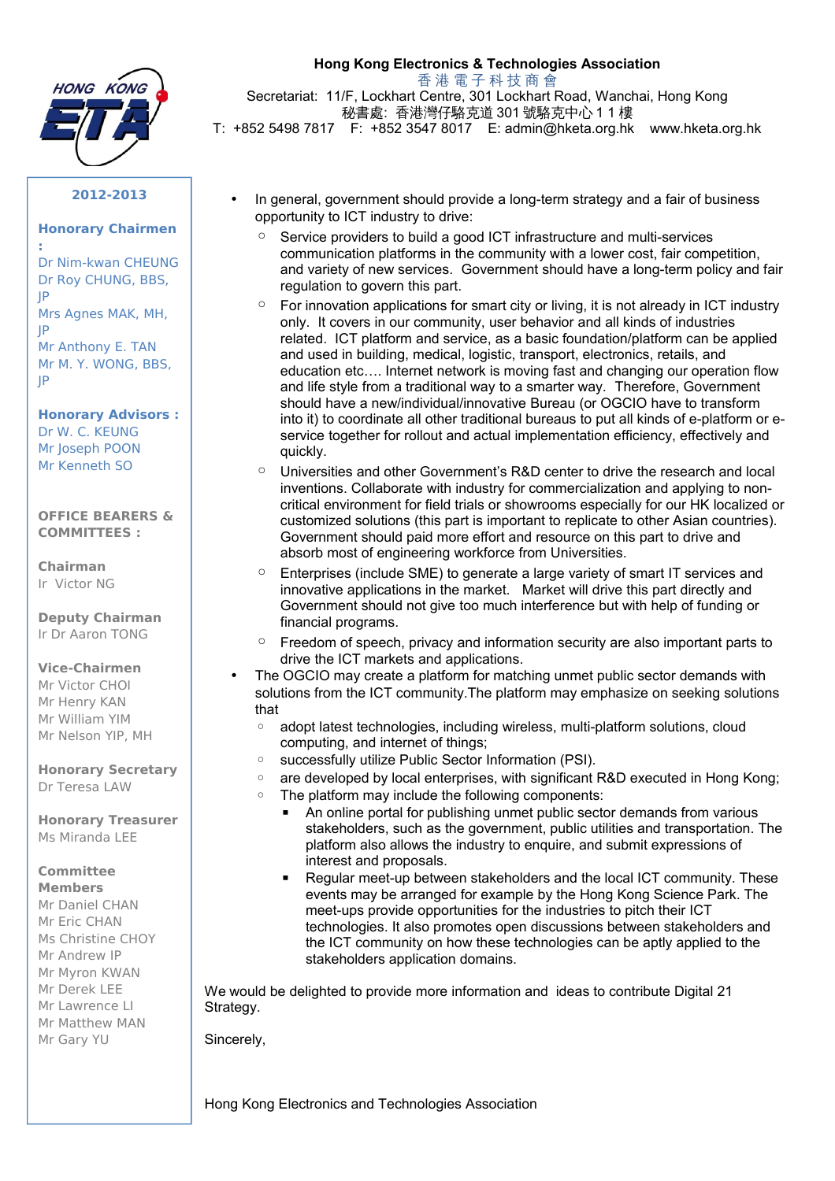**Hong Kong Electronics & Technologies Association**
香 港 電 子 科 技 商 會
Secretariat: 11/F, Lockhart Centre, 301 Lockhart Road, Wanchai, Hong Kong
秘書處: 香港灣仔駱克道 301 號駱克中心 1 1 樓
T: +852 5498 7817 F: +852 3547 8017 E: admin@hketa.org.hk www.hketa.org.hk

**2012-2013**

**Honorary Chairmen :**
Dr Nim-kwan CHEUNG
Dr Roy CHUNG, BBS, JP
Mrs Agnes MAK, MH, JP
Mr Anthony E. TAN
Mr M. Y. WONG, BBS, JP

**Honorary Advisors :**
Dr W. C. KEUNG
Mr Joseph POON
Mr Kenneth SO

**OFFICE BEARERS & COMMITTEES :**

**Chairman**
Ir Victor NG

**Deputy Chairman**
Ir Dr Aaron TONG

**Vice-Chairmen**
Mr Victor CHOI
Mr Henry KAN
Mr William YIM
Mr Nelson YIP, MH

**Honorary Secretary**
Dr Teresa LAW

**Honorary Treasurer**
Ms Miranda LEE

**Committee Members**
Mr Daniel CHAN
Mr Eric CHAN
Ms Christine CHOY
Mr Andrew IP
Mr Myron KWAN
Mr Derek LEE
Mr Lawrence LI
Mr Matthew MAN
Mr Gary YU

- In general, government should provide a long-term strategy and a fair of business opportunity to ICT industry to drive:
  - Service providers to build a good ICT infrastructure and multi-services communication platforms in the community with a lower cost, fair competition, and variety of new services. Government should have a long-term policy and fair regulation to govern this part.
  - For innovation applications for smart city or living, it is not already in ICT industry only. It covers in our community, user behavior and all kinds of industries related. ICT platform and service, as a basic foundation/platform can be applied and used in building, medical, logistic, transport, electronics, retails, and education etc…. Internet network is moving fast and changing our operation flow and life style from a traditional way to a smarter way. Therefore, Government should have a new/individual/innovative Bureau (or OGCIO have to transform into it) to coordinate all other traditional bureaus to put all kinds of e-platform or e-service together for rollout and actual implementation efficiency, effectively and quickly.
  - Universities and other Government's R&D center to drive the research and local inventions. Collaborate with industry for commercialization and applying to non-critical environment for field trials or showrooms especially for our HK localized or customized solutions (this part is important to replicate to other Asian countries). Government should paid more effort and resource on this part to drive and absorb most of engineering workforce from Universities.
  - Enterprises (include SME) to generate a large variety of smart IT services and innovative applications in the market. Market will drive this part directly and Government should not give too much interference but with help of funding or financial programs.
  - Freedom of speech, privacy and information security are also important parts to drive the ICT markets and applications.
- The OGCIO may create a platform for matching unmet public sector demands with solutions from the ICT community.The platform may emphasize on seeking solutions that
  - adopt latest technologies, including wireless, multi-platform solutions, cloud computing, and internet of things;
  - successfully utilize Public Sector Information (PSI).
  - are developed by local enterprises, with significant R&D executed in Hong Kong;
  - The platform may include the following components:
    - An online portal for publishing unmet public sector demands from various stakeholders, such as the government, public utilities and transportation. The platform also allows the industry to enquire, and submit expressions of interest and proposals.
    - Regular meet-up between stakeholders and the local ICT community. These events may be arranged for example by the Hong Kong Science Park. The meet-ups provide opportunities for the industries to pitch their ICT technologies. It also promotes open discussions between stakeholders and the ICT community on how these technologies can be aptly applied to the stakeholders application domains.

We would be delighted to provide more information and ideas to contribute Digital 21 Strategy.

Sincerely,

Hong Kong Electronics and Technologies Association